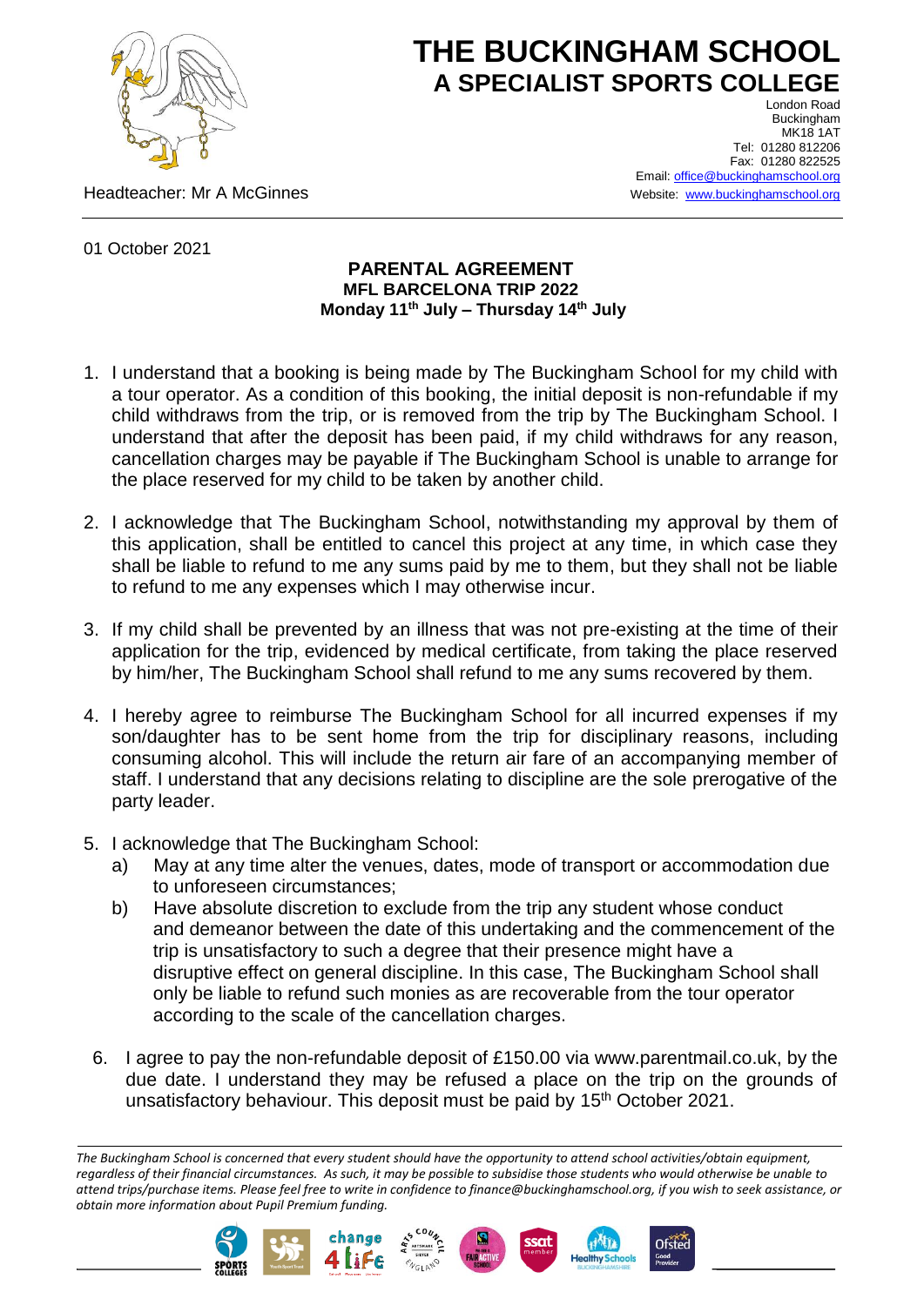# THE BUCKINGHAM SCHOOL
## A SPECIALIST SPORTS COLLEGE

London Road
Buckingham
MK18 1AT
Tel: 01280 812206
Fax: 01280 822525
Email: office@buckinghamschool.org
Website: www.buckinghamschool.org

Headteacher: Mr A McGinnes

01 October 2021

**PARENTAL AGREEMENT**
**MFL BARCELONA TRIP 2022**
**Monday 11th July – Thursday 14th July**

1. I understand that a booking is being made by The Buckingham School for my child with a tour operator. As a condition of this booking, the initial deposit is non-refundable if my child withdraws from the trip, or is removed from the trip by The Buckingham School. I understand that after the deposit has been paid, if my child withdraws for any reason, cancellation charges may be payable if The Buckingham School is unable to arrange for the place reserved for my child to be taken by another child.

2. I acknowledge that The Buckingham School, notwithstanding my approval by them of this application, shall be entitled to cancel this project at any time, in which case they shall be liable to refund to me any sums paid by me to them, but they shall not be liable to refund to me any expenses which I may otherwise incur.

3. If my child shall be prevented by an illness that was not pre-existing at the time of their application for the trip, evidenced by medical certificate, from taking the place reserved by him/her, The Buckingham School shall refund to me any sums recovered by them.

4. I hereby agree to reimburse The Buckingham School for all incurred expenses if my son/daughter has to be sent home from the trip for disciplinary reasons, including consuming alcohol. This will include the return air fare of an accompanying member of staff. I understand that any decisions relating to discipline are the sole prerogative of the party leader.

5. I acknowledge that The Buckingham School:
   a) May at any time alter the venues, dates, mode of transport or accommodation due to unforeseen circumstances;
   b) Have absolute discretion to exclude from the trip any student whose conduct and demeanor between the date of this undertaking and the commencement of the trip is unsatisfactory to such a degree that their presence might have a disruptive effect on general discipline. In this case, The Buckingham School shall only be liable to refund such monies as are recoverable from the tour operator according to the scale of the cancellation charges.

6. I agree to pay the non-refundable deposit of £150.00 via www.parentmail.co.uk, by the due date. I understand they may be refused a place on the trip on the grounds of unsatisfactory behaviour. This deposit must be paid by 15th October 2021.

*The Buckingham School is concerned that every student should have the opportunity to attend school activities/obtain equipment, regardless of their financial circumstances. As such, it may be possible to subsidise those students who would otherwise be unable to attend trips/purchase items. Please feel free to write in confidence to finance@buckinghamschool.org, if you wish to seek assistance, or obtain more information about Pupil Premium funding.*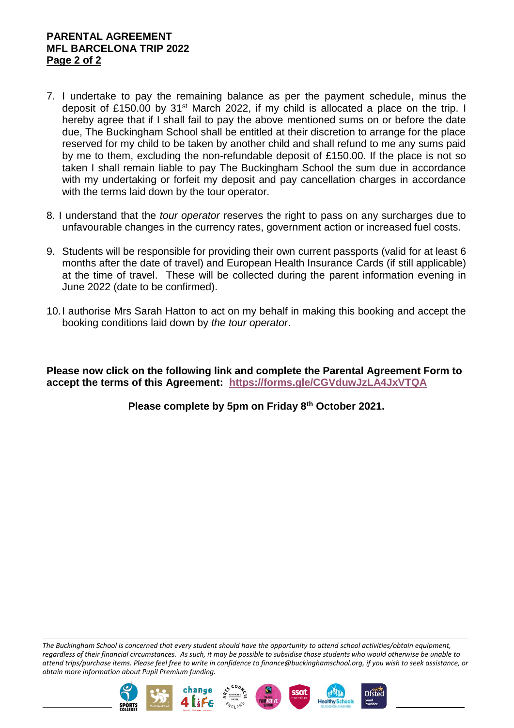**PARENTAL AGREEMENT**
**MFL BARCELONA TRIP 2022**

7. I undertake to pay the remaining balance as per the payment schedule, minus the deposit of £150.00 by 31st March 2022, if my child is allocated a place on the trip. I hereby agree that if I shall fail to pay the above mentioned sums on or before the date due, The Buckingham School shall be entitled at their discretion to arrange for the place reserved for my child to be taken by another child and shall refund to me any sums paid by me to them, excluding the non-refundable deposit of £150.00. If the place is not so taken I shall remain liable to pay The Buckingham School the sum due in accordance with my undertaking or forfeit my deposit and pay cancellation charges in accordance with the terms laid down by the tour operator.

8. I understand that the *tour operator* reserves the right to pass on any surcharges due to unfavourable changes in the currency rates, government action or increased fuel costs.

9. Students will be responsible for providing their own current passports (valid for at least 6 months after the date of travel) and European Health Insurance Cards (if still applicable) at the time of travel. These will be collected during the parent information evening in June 2022 (date to be confirmed).

10. I authorise Mrs Sarah Hatton to act on my behalf in making this booking and accept the booking conditions laid down by *the tour operator*.

**Please now click on the following link and complete the Parental Agreement Form to accept the terms of this Agreement: https://forms.gle/CGVduwJzLA4JxVTQA**

**Please complete by 5pm on Friday 8th October 2021.**

*The Buckingham School is concerned that every student should have the opportunity to attend school activities/obtain equipment, regardless of their financial circumstances. As such, it may be possible to subsidise those students who would otherwise be unable to attend trips/purchase items. Please feel free to write in confidence to finance@buckinghamschool.org, if you wish to seek assistance, or obtain more information about Pupil Premium funding.*